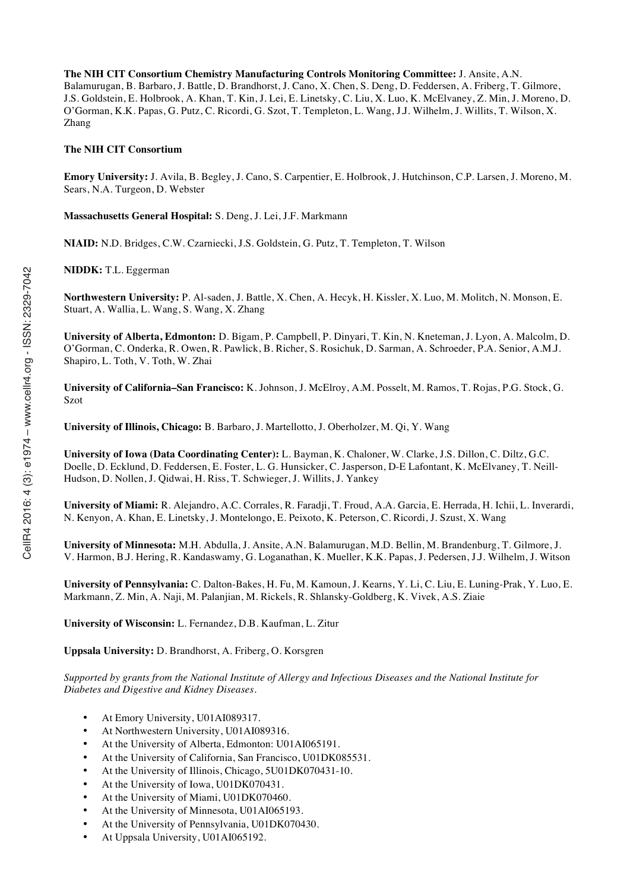**The NIH CIT Consortium Chemistry Manufacturing Controls Monitoring Committee:** J. Ansite, A.N. Balamurugan, B. Barbaro, J. Battle, D. Brandhorst, J. Cano, X. Chen, S. Deng, D. Feddersen, A. Friberg, T. Gilmore, J.S. Goldstein, E. Holbrook, A. Khan, T. Kin, J. Lei, E. Linetsky, C. Liu, X. Luo, K. McElvaney, Z. Min, J. Moreno, D. O'Gorman, K.K. Papas, G. Putz, C. Ricordi, G. Szot, T. Templeton, L. Wang, J.J. Wilhelm, J. Willits, T. Wilson, X. Zhang

**The NIH CIT Consortium**

**Emory University:** J. Avila, B. Begley, J. Cano, S. Carpentier, E. Holbrook, J. Hutchinson, C.P. Larsen, J. Moreno, M. Sears, N.A. Turgeon, D. Webster

**Massachusetts General Hospital:** S. Deng, J. Lei, J.F. Markmann

**NIAID:** N.D. Bridges, C.W. Czarniecki, J.S. Goldstein, G. Putz, T. Templeton, T. Wilson

**NIDDK:** T.L. Eggerman

**Northwestern University:** P. Al-saden, J. Battle, X. Chen, A. Hecyk, H. Kissler, X. Luo, M. Molitch, N. Monson, E. Stuart, A. Wallia, L. Wang, S. Wang, X. Zhang

**University of Alberta, Edmonton:** D. Bigam, P. Campbell, P. Dinyari, T. Kin, N. Kneteman, J. Lyon, A. Malcolm, D. O'Gorman, C. Onderka, R. Owen, R. Pawlick, B. Richer, S. Rosichuk, D. Sarman, A. Schroeder, P.A. Senior, A.M.J. Shapiro, L. Toth, V. Toth, W. Zhai

**University of California–San Francisco:** K. Johnson, J. McElroy, A.M. Posselt, M. Ramos, T. Rojas, P.G. Stock, G. Szot

**University of Illinois, Chicago:** B. Barbaro, J. Martellotto, J. Oberholzer, M. Qi, Y. Wang

**University of Iowa (Data Coordinating Center):** L. Bayman, K. Chaloner, W. Clarke, J.S. Dillon, C. Diltz, G.C. Doelle, D. Ecklund, D. Feddersen, E. Foster, L. G. Hunsicker, C. Jasperson, D-E Lafontant, K. McElvaney, T. Neill-Hudson, D. Nollen, J. Qidwai, H. Riss, T. Schwieger, J. Willits, J. Yankey

**University of Miami:** R. Alejandro, A.C. Corrales, R. Faradji, T. Froud, A.A. Garcia, E. Herrada, H. Ichii, L. Inverardi, N. Kenyon, A. Khan, E. Linetsky, J. Montelongo, E. Peixoto, K. Peterson, C. Ricordi, J. Szust, X. Wang

**University of Minnesota:** M.H. Abdulla, J. Ansite, A.N. Balamurugan, M.D. Bellin, M. Brandenburg, T. Gilmore, J. V. Harmon, B.J. Hering, R. Kandaswamy, G. Loganathan, K. Mueller, K.K. Papas, J. Pedersen, J.J. Wilhelm, J. Witson

**University of Pennsylvania:** C. Dalton-Bakes, H. Fu, M. Kamoun, J. Kearns, Y. Li, C. Liu, E. Luning-Prak, Y. Luo, E. Markmann, Z. Min, A. Naji, M. Palanjian, M. Rickels, R. Shlansky-Goldberg, K. Vivek, A.S. Ziaie

**University of Wisconsin:** L. Fernandez, D.B. Kaufman, L. Zitur

**Uppsala University:** D. Brandhorst, A. Friberg, O. Korsgren

*Supported by grants from the National Institute of Allergy and Infectious Diseases and the National Institute for Diabetes and Digestive and Kidney Diseases.*

- At Emory University, U01AI089317.
- At Northwestern University, U01AI089316.
- At the University of Alberta, Edmonton: U01AI065191.
- At the University of California, San Francisco, U01DK085531.
- At the University of Illinois, Chicago, 5U01DK070431-10.
- At the University of Iowa, U01DK070431.
- At the University of Miami, U01DK070460.
- At the University of Minnesota, U01AI065193.
- At the University of Pennsylvania, U01DK070430.
- At Uppsala University, U01AI065192.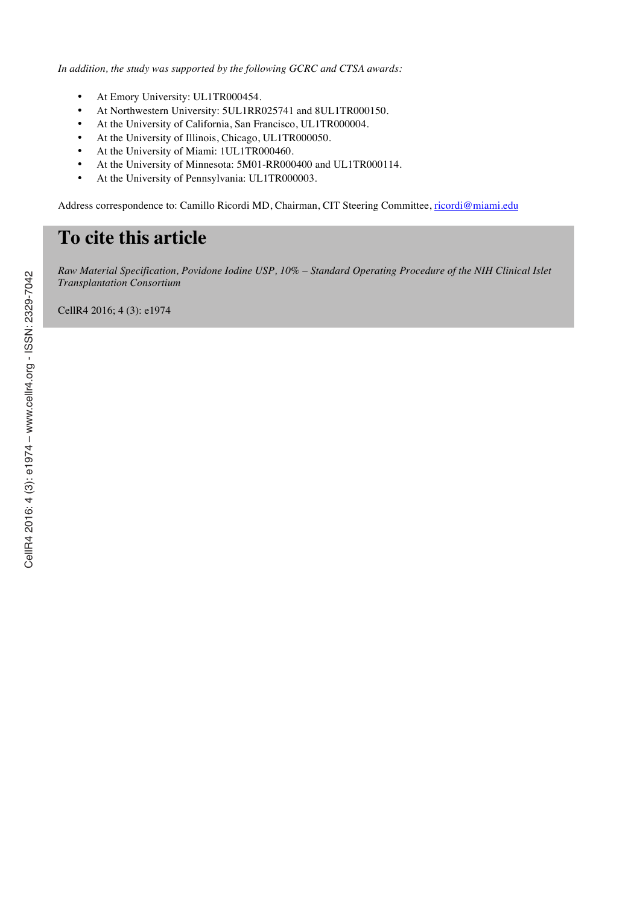*In addition, the study was supported by the following GCRC and CTSA awards:*

- At Emory University: UL1TR000454.
- At Northwestern University: 5UL1RR025741 and 8UL1TR000150.
- At the University of California, San Francisco, UL1TR000004.
- At the University of Illinois, Chicago, UL1TR000050.
- At the University of Miami: 1UL1TR000460.
- At the University of Minnesota: 5M01-RR000400 and UL1TR000114.
- At the University of Pennsylvania: UL1TR000003.

Address correspondence to: Camillo Ricordi MD, Chairman, CIT Steering Committee, ricordi@miami.edu

# To cite this article

*Raw Material Specification, Povidone Iodine USP, 10% – Standard Operating Procedure of the NIH Clinical Islet Transplantation Consortium*

CellR4 2016; 4 (3): e1974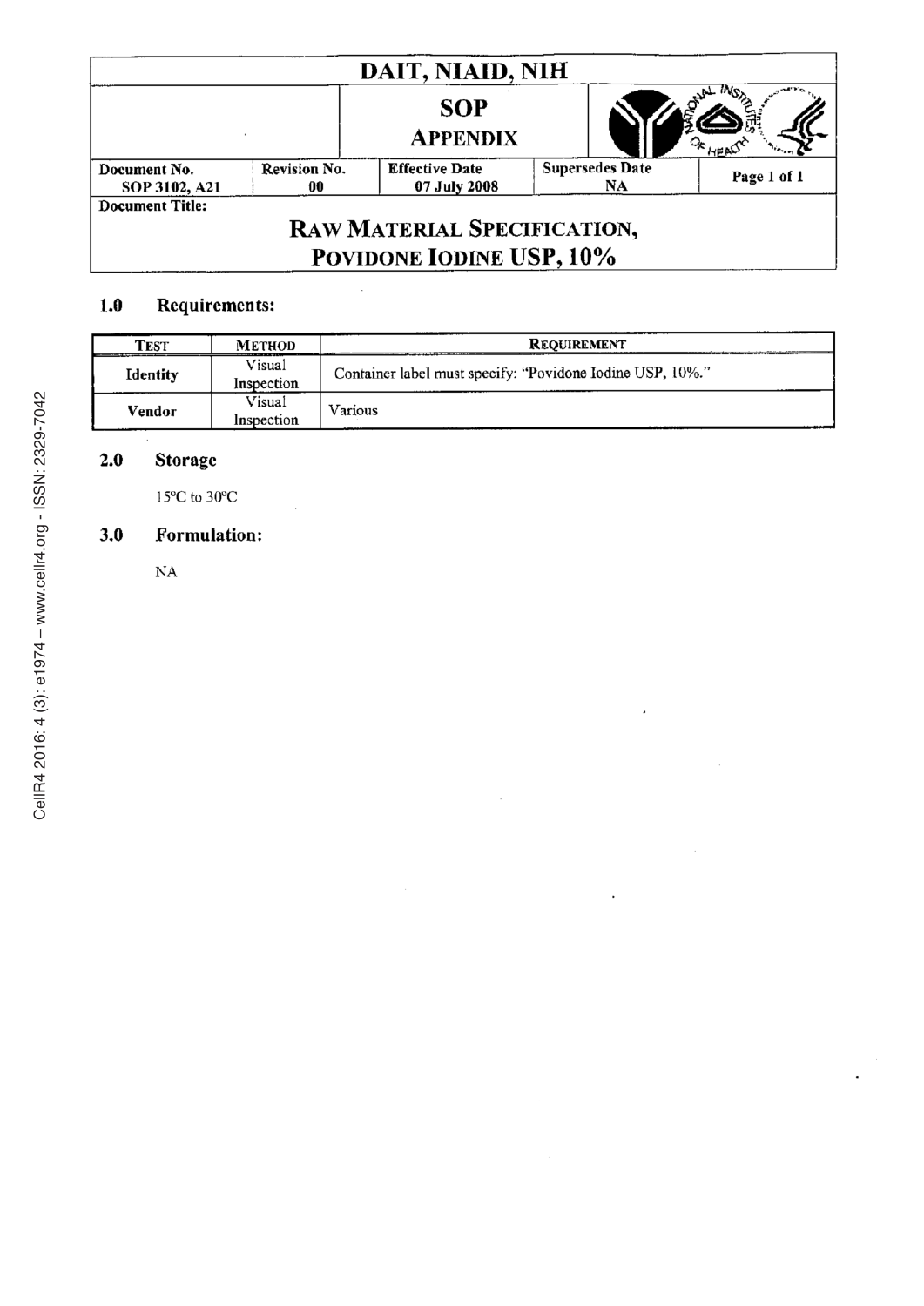| DAIT, NIAID, NIH | | | | |
|---|---|---|---|---|
| | SOP APPENDIX | | | |
| **Document No.** SOP 3102, A21 | **Revision No.** 00 | **Effective Date** 07 July 2008 | **Supersedes Date** NA | **Page 1 of 1** |
| **Document Title:** | | | | |

# RAW MATERIAL SPECIFICATION, POVIDONE IODINE USP, 10%

## 1.0 Requirements:

| TEST | METHOD | REQUIREMENT |
|---|---|---|
| **Identity** | Visual Inspection | Container label must specify: "Povidone Iodine USP, 10%." |
| **Vendor** | Visual Inspection | Various |

## 2.0 Storage

15ºC to 30ºC

## 3.0 Formulation:

NA